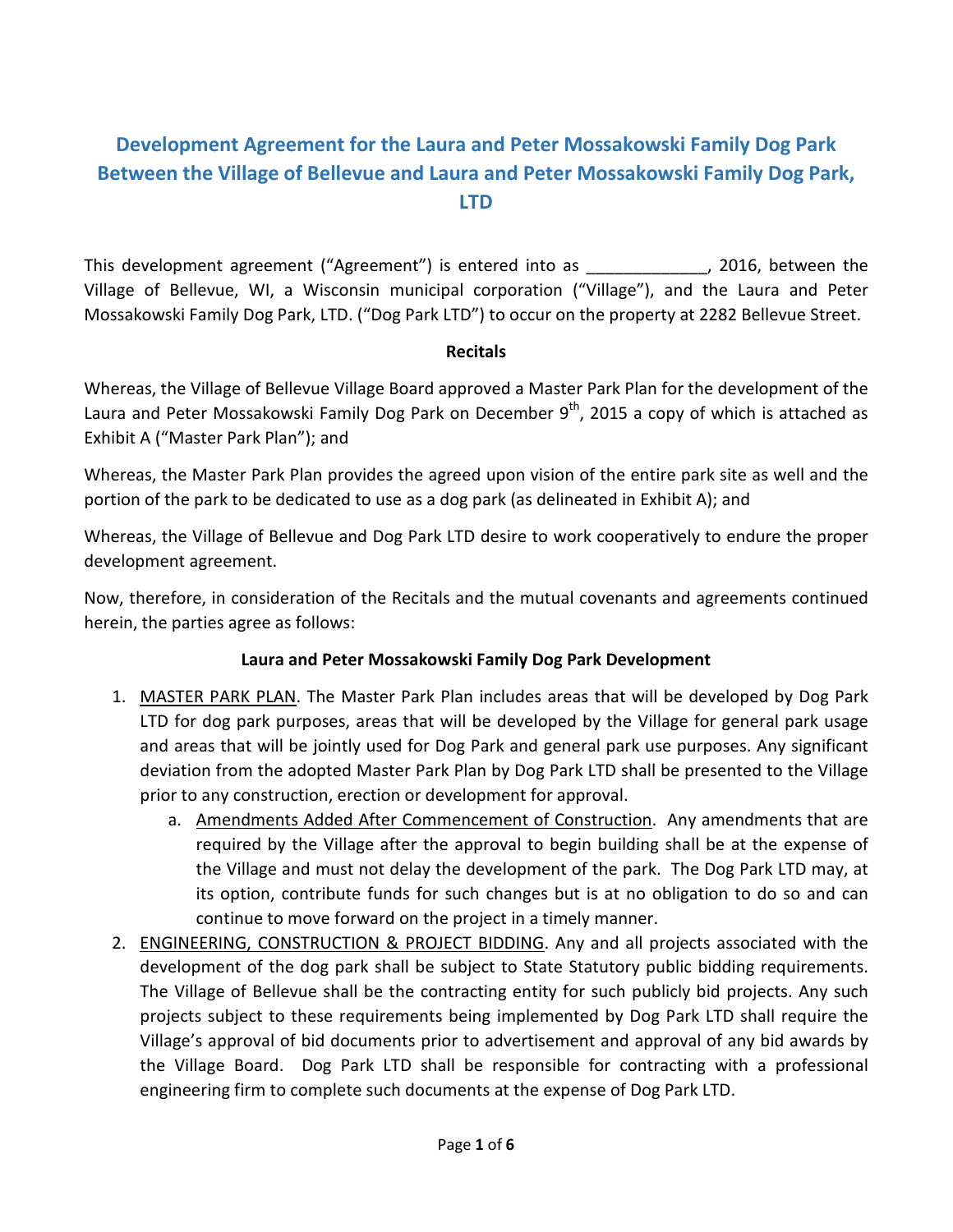# Development Agreement for the Laura and Peter Mossakowski Family Dog Park Between the Village of Bellevue and Laura and Peter Mossakowski Family Dog Park, LTD

This development agreement ("Agreement") is entered into as _____________, 2016, between the Village of Bellevue, WI, a Wisconsin municipal corporation ("Village"), and the Laura and Peter Mossakowski Family Dog Park, LTD. ("Dog Park LTD") to occur on the property at 2282 Bellevue Street.

**Recitals**

Whereas, the Village of Bellevue Village Board approved a Master Park Plan for the development of the Laura and Peter Mossakowski Family Dog Park on December 9th, 2015 a copy of which is attached as Exhibit A ("Master Park Plan"); and

Whereas, the Master Park Plan provides the agreed upon vision of the entire park site as well and the portion of the park to be dedicated to use as a dog park (as delineated in Exhibit A); and

Whereas, the Village of Bellevue and Dog Park LTD desire to work cooperatively to endure the proper development agreement.

Now, therefore, in consideration of the Recitals and the mutual covenants and agreements continued herein, the parties agree as follows:

**Laura and Peter Mossakowski Family Dog Park Development**

1. <u>MASTER PARK PLAN</u>. The Master Park Plan includes areas that will be developed by Dog Park LTD for dog park purposes, areas that will be developed by the Village for general park usage and areas that will be jointly used for Dog Park and general park use purposes. Any significant deviation from the adopted Master Park Plan by Dog Park LTD shall be presented to the Village prior to any construction, erection or development for approval.
    a. <u>Amendments Added After Commencement of Construction</u>. Any amendments that are required by the Village after the approval to begin building shall be at the expense of the Village and must not delay the development of the park. The Dog Park LTD may, at its option, contribute funds for such changes but is at no obligation to do so and can continue to move forward on the project in a timely manner.
2. <u>ENGINEERING, CONSTRUCTION & PROJECT BIDDING</u>. Any and all projects associated with the development of the dog park shall be subject to State Statutory public bidding requirements. The Village of Bellevue shall be the contracting entity for such publicly bid projects. Any such projects subject to these requirements being implemented by Dog Park LTD shall require the Village's approval of bid documents prior to advertisement and approval of any bid awards by the Village Board. Dog Park LTD shall be responsible for contracting with a professional engineering firm to complete such documents at the expense of Dog Park LTD.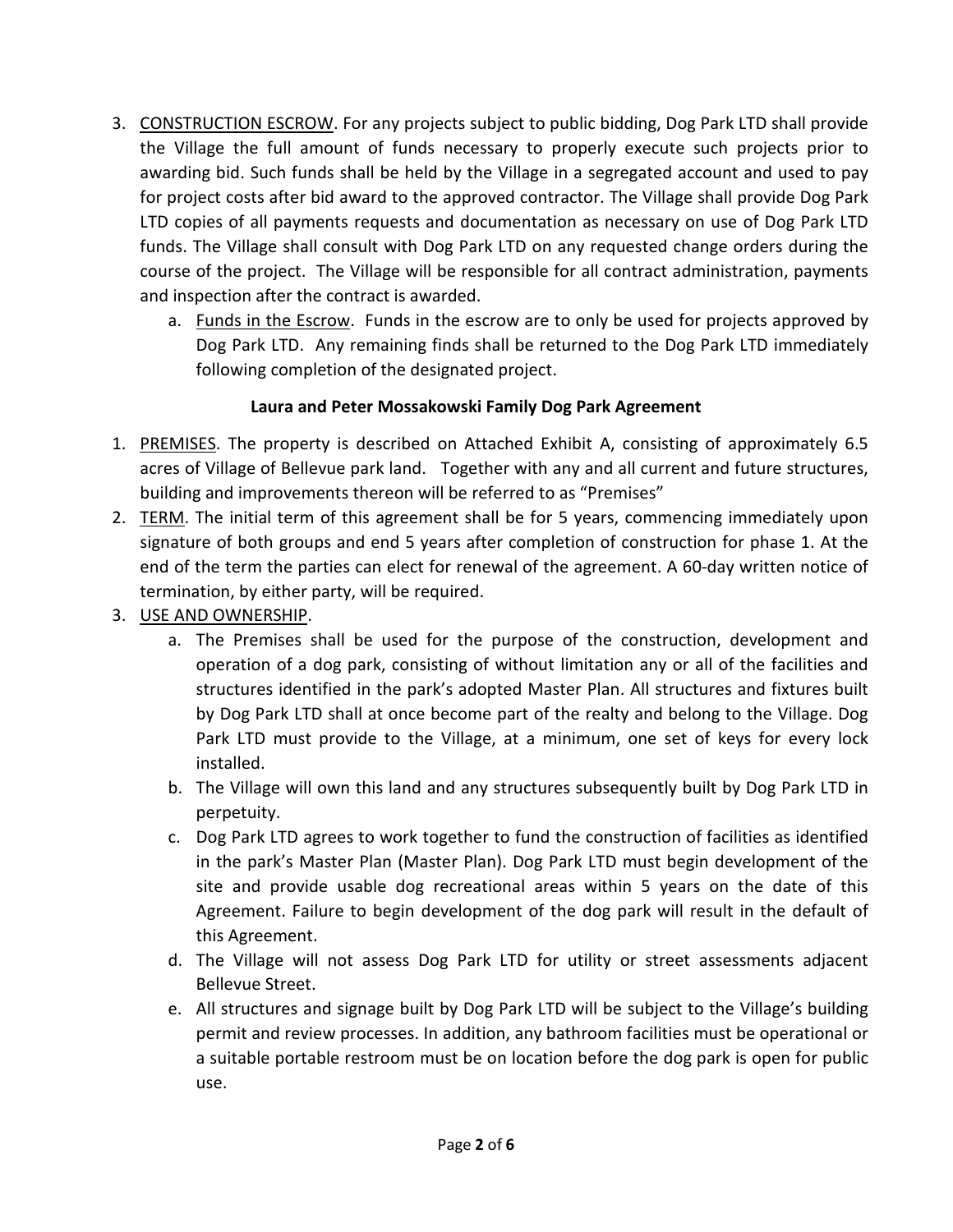3. <u>CONSTRUCTION ESCROW</u>. For any projects subject to public bidding, Dog Park LTD shall provide the Village the full amount of funds necessary to properly execute such projects prior to awarding bid. Such funds shall be held by the Village in a segregated account and used to pay for project costs after bid award to the approved contractor. The Village shall provide Dog Park LTD copies of all payments requests and documentation as necessary on use of Dog Park LTD funds. The Village shall consult with Dog Park LTD on any requested change orders during the course of the project. The Village will be responsible for all contract administration, payments and inspection after the contract is awarded.
    a. <u>Funds in the Escrow</u>. Funds in the escrow are to only be used for projects approved by Dog Park LTD. Any remaining finds shall be returned to the Dog Park LTD immediately following completion of the designated project.

**Laura and Peter Mossakowski Family Dog Park Agreement**

1. <u>PREMISES</u>. The property is described on Attached Exhibit A, consisting of approximately 6.5 acres of Village of Bellevue park land. Together with any and all current and future structures, building and improvements thereon will be referred to as "Premises"
2. <u>TERM</u>. The initial term of this agreement shall be for 5 years, commencing immediately upon signature of both groups and end 5 years after completion of construction for phase 1. At the end of the term the parties can elect for renewal of the agreement. A 60-day written notice of termination, by either party, will be required.
3. <u>USE AND OWNERSHIP</u>.
    a. The Premises shall be used for the purpose of the construction, development and operation of a dog park, consisting of without limitation any or all of the facilities and structures identified in the park's adopted Master Plan. All structures and fixtures built by Dog Park LTD shall at once become part of the realty and belong to the Village. Dog Park LTD must provide to the Village, at a minimum, one set of keys for every lock installed.
    b. The Village will own this land and any structures subsequently built by Dog Park LTD in perpetuity.
    c. Dog Park LTD agrees to work together to fund the construction of facilities as identified in the park's Master Plan (Master Plan). Dog Park LTD must begin development of the site and provide usable dog recreational areas within 5 years on the date of this Agreement. Failure to begin development of the dog park will result in the default of this Agreement.
    d. The Village will not assess Dog Park LTD for utility or street assessments adjacent Bellevue Street.
    e. All structures and signage built by Dog Park LTD will be subject to the Village's building permit and review processes. In addition, any bathroom facilities must be operational or a suitable portable restroom must be on location before the dog park is open for public use.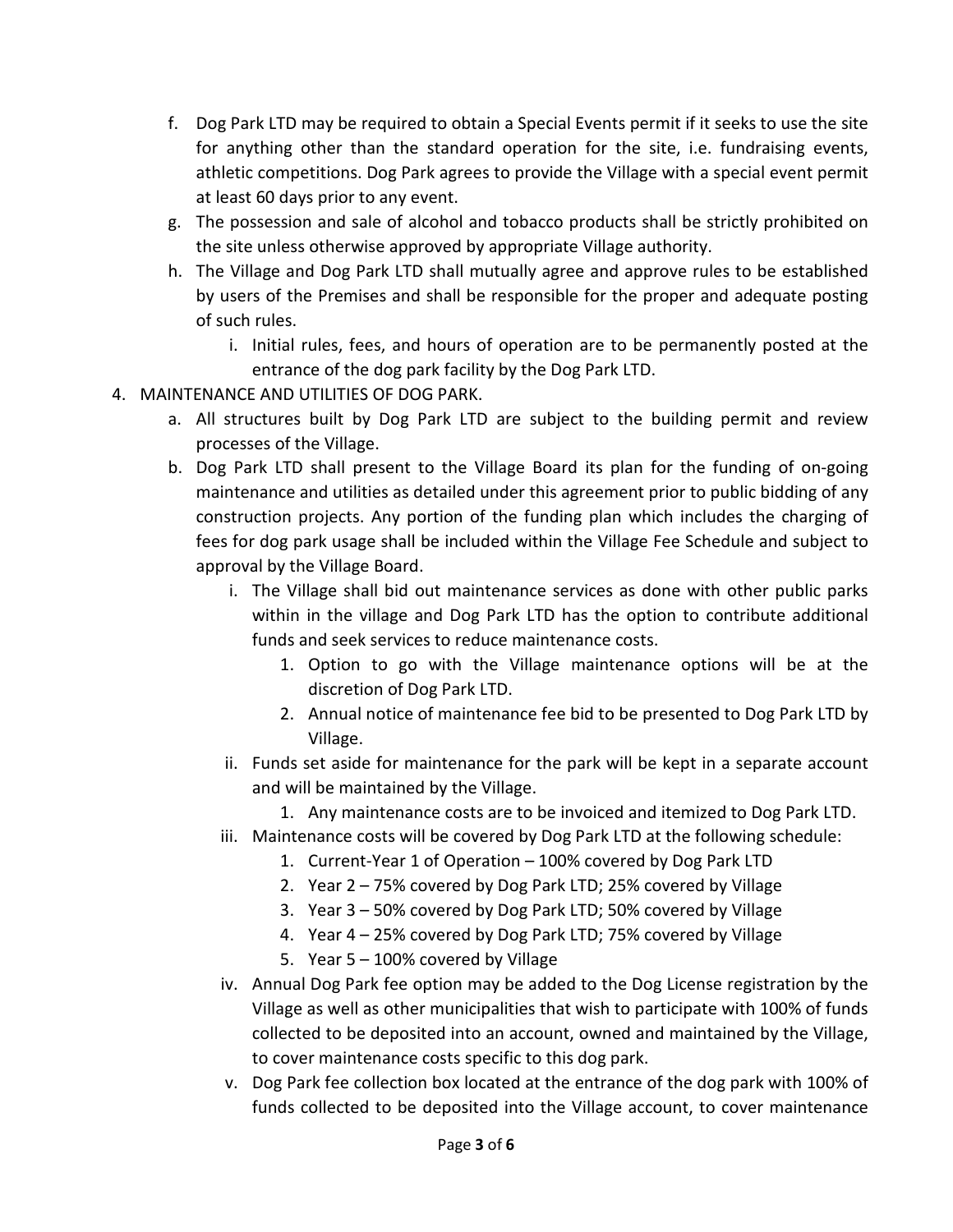f. Dog Park LTD may be required to obtain a Special Events permit if it seeks to use the site for anything other than the standard operation for the site, i.e. fundraising events, athletic competitions. Dog Park agrees to provide the Village with a special event permit at least 60 days prior to any event.

g. The possession and sale of alcohol and tobacco products shall be strictly prohibited on the site unless otherwise approved by appropriate Village authority.

h. The Village and Dog Park LTD shall mutually agree and approve rules to be established by users of the Premises and shall be responsible for the proper and adequate posting of such rules.

   i. Initial rules, fees, and hours of operation are to be permanently posted at the entrance of the dog park facility by the Dog Park LTD.

4. MAINTENANCE AND UTILITIES OF DOG PARK.

   a. All structures built by Dog Park LTD are subject to the building permit and review processes of the Village.

   b. Dog Park LTD shall present to the Village Board its plan for the funding of on-going maintenance and utilities as detailed under this agreement prior to public bidding of any construction projects. Any portion of the funding plan which includes the charging of fees for dog park usage shall be included within the Village Fee Schedule and subject to approval by the Village Board.

      i. The Village shall bid out maintenance services as done with other public parks within in the village and Dog Park LTD has the option to contribute additional funds and seek services to reduce maintenance costs.

         1. Option to go with the Village maintenance options will be at the discretion of Dog Park LTD.
         2. Annual notice of maintenance fee bid to be presented to Dog Park LTD by Village.

      ii. Funds set aside for maintenance for the park will be kept in a separate account and will be maintained by the Village.

         1. Any maintenance costs are to be invoiced and itemized to Dog Park LTD.

      iii. Maintenance costs will be covered by Dog Park LTD at the following schedule:

         1. Current-Year 1 of Operation – 100% covered by Dog Park LTD
         2. Year 2 – 75% covered by Dog Park LTD; 25% covered by Village
         3. Year 3 – 50% covered by Dog Park LTD; 50% covered by Village
         4. Year 4 – 25% covered by Dog Park LTD; 75% covered by Village
         5. Year 5 – 100% covered by Village

      iv. Annual Dog Park fee option may be added to the Dog License registration by the Village as well as other municipalities that wish to participate with 100% of funds collected to be deposited into an account, owned and maintained by the Village, to cover maintenance costs specific to this dog park.

      v. Dog Park fee collection box located at the entrance of the dog park with 100% of funds collected to be deposited into the Village account, to cover maintenance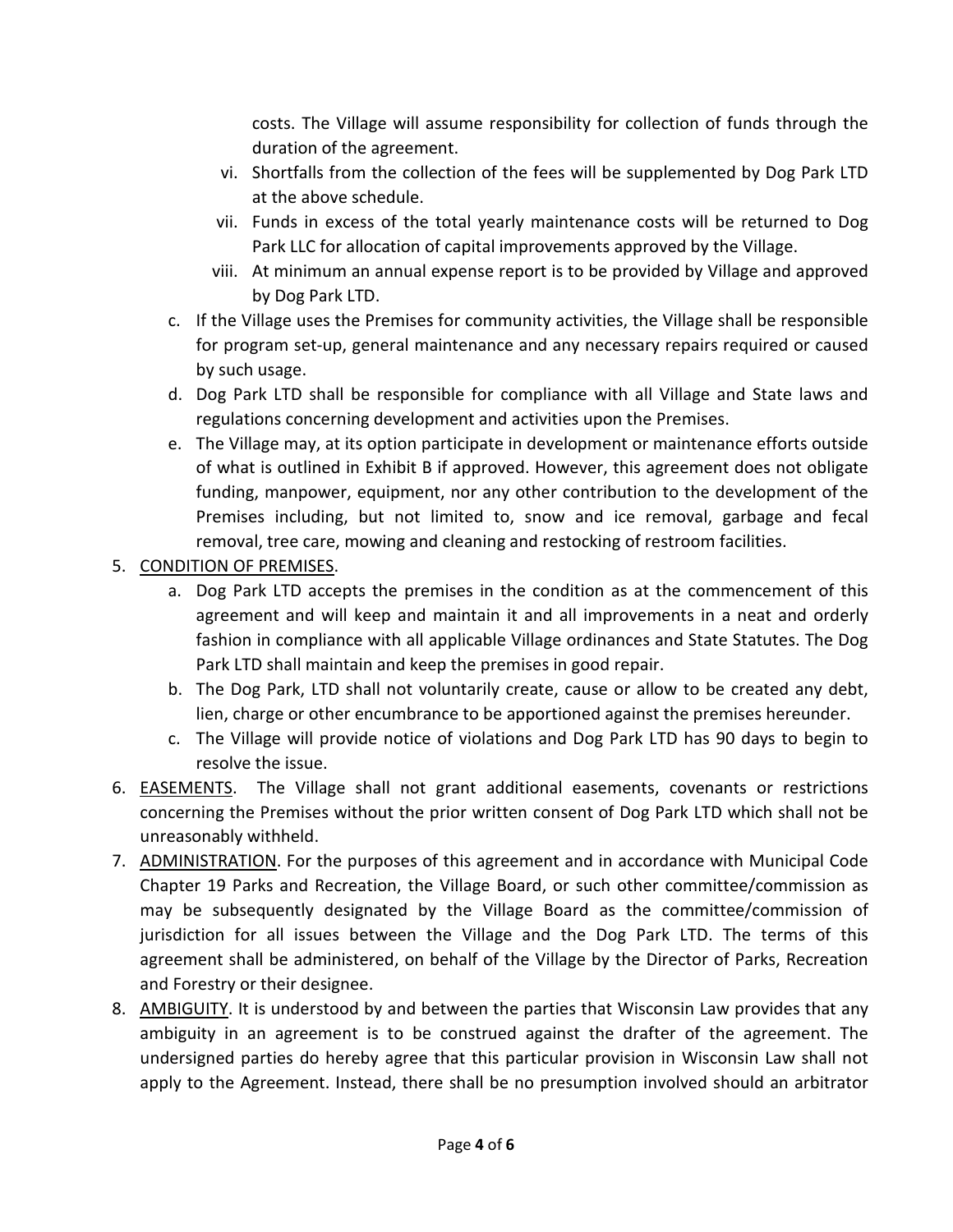costs. The Village will assume responsibility for collection of funds through the duration of the agreement.

   vi. Shortfalls from the collection of the fees will be supplemented by Dog Park LTD at the above schedule.

   vii. Funds in excess of the total yearly maintenance costs will be returned to Dog Park LLC for allocation of capital improvements approved by the Village.

   viii. At minimum an annual expense report is to be provided by Village and approved by Dog Park LTD.

c. If the Village uses the Premises for community activities, the Village shall be responsible for program set-up, general maintenance and any necessary repairs required or caused by such usage.

d. Dog Park LTD shall be responsible for compliance with all Village and State laws and regulations concerning development and activities upon the Premises.

e. The Village may, at its option participate in development or maintenance efforts outside of what is outlined in Exhibit B if approved. However, this agreement does not obligate funding, manpower, equipment, nor any other contribution to the development of the Premises including, but not limited to, snow and ice removal, garbage and fecal removal, tree care, mowing and cleaning and restocking of restroom facilities.

5. <u>CONDITION OF PREMISES</u>.
   a. Dog Park LTD accepts the premises in the condition as at the commencement of this agreement and will keep and maintain it and all improvements in a neat and orderly fashion in compliance with all applicable Village ordinances and State Statutes. The Dog Park LTD shall maintain and keep the premises in good repair.
   b. The Dog Park, LTD shall not voluntarily create, cause or allow to be created any debt, lien, charge or other encumbrance to be apportioned against the premises hereunder.
   c. The Village will provide notice of violations and Dog Park LTD has 90 days to begin to resolve the issue.

6. <u>EASEMENTS</u>. The Village shall not grant additional easements, covenants or restrictions concerning the Premises without the prior written consent of Dog Park LTD which shall not be unreasonably withheld.

7. <u>ADMINISTRATION</u>. For the purposes of this agreement and in accordance with Municipal Code Chapter 19 Parks and Recreation, the Village Board, or such other committee/commission as may be subsequently designated by the Village Board as the committee/commission of jurisdiction for all issues between the Village and the Dog Park LTD. The terms of this agreement shall be administered, on behalf of the Village by the Director of Parks, Recreation and Forestry or their designee.

8. <u>AMBIGUITY</u>. It is understood by and between the parties that Wisconsin Law provides that any ambiguity in an agreement is to be construed against the drafter of the agreement. The undersigned parties do hereby agree that this particular provision in Wisconsin Law shall not apply to the Agreement. Instead, there shall be no presumption involved should an arbitrator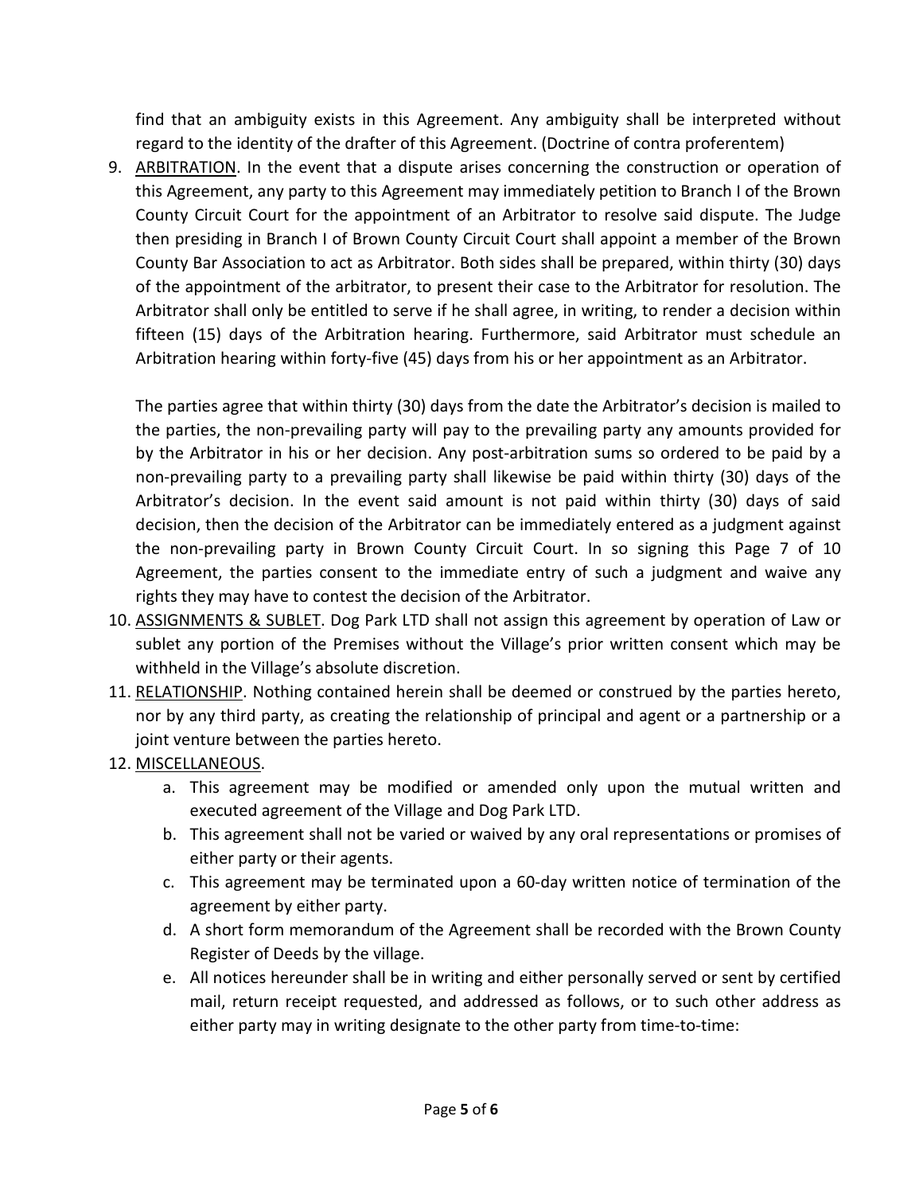find that an ambiguity exists in this Agreement. Any ambiguity shall be interpreted without regard to the identity of the drafter of this Agreement. (Doctrine of contra proferentem)

9. <u>ARBITRATION</u>. In the event that a dispute arises concerning the construction or operation of this Agreement, any party to this Agreement may immediately petition to Branch I of the Brown County Circuit Court for the appointment of an Arbitrator to resolve said dispute. The Judge then presiding in Branch I of Brown County Circuit Court shall appoint a member of the Brown County Bar Association to act as Arbitrator. Both sides shall be prepared, within thirty (30) days of the appointment of the arbitrator, to present their case to the Arbitrator for resolution. The Arbitrator shall only be entitled to serve if he shall agree, in writing, to render a decision within fifteen (15) days of the Arbitration hearing. Furthermore, said Arbitrator must schedule an Arbitration hearing within forty-five (45) days from his or her appointment as an Arbitrator.

   The parties agree that within thirty (30) days from the date the Arbitrator's decision is mailed to the parties, the non-prevailing party will pay to the prevailing party any amounts provided for by the Arbitrator in his or her decision. Any post-arbitration sums so ordered to be paid by a non-prevailing party to a prevailing party shall likewise be paid within thirty (30) days of the Arbitrator's decision. In the event said amount is not paid within thirty (30) days of said decision, then the decision of the Arbitrator can be immediately entered as a judgment against the non-prevailing party in Brown County Circuit Court. In so signing this Page 7 of 10 Agreement, the parties consent to the immediate entry of such a judgment and waive any rights they may have to contest the decision of the Arbitrator.

10. <u>ASSIGNMENTS & SUBLET</u>. Dog Park LTD shall not assign this agreement by operation of Law or sublet any portion of the Premises without the Village's prior written consent which may be withheld in the Village's absolute discretion.
11. <u>RELATIONSHIP</u>. Nothing contained herein shall be deemed or construed by the parties hereto, nor by any third party, as creating the relationship of principal and agent or a partnership or a joint venture between the parties hereto.
12. <u>MISCELLANEOUS</u>.
    a. This agreement may be modified or amended only upon the mutual written and executed agreement of the Village and Dog Park LTD.
    b. This agreement shall not be varied or waived by any oral representations or promises of either party or their agents.
    c. This agreement may be terminated upon a 60-day written notice of termination of the agreement by either party.
    d. A short form memorandum of the Agreement shall be recorded with the Brown County Register of Deeds by the village.
    e. All notices hereunder shall be in writing and either personally served or sent by certified mail, return receipt requested, and addressed as follows, or to such other address as either party may in writing designate to the other party from time-to-time: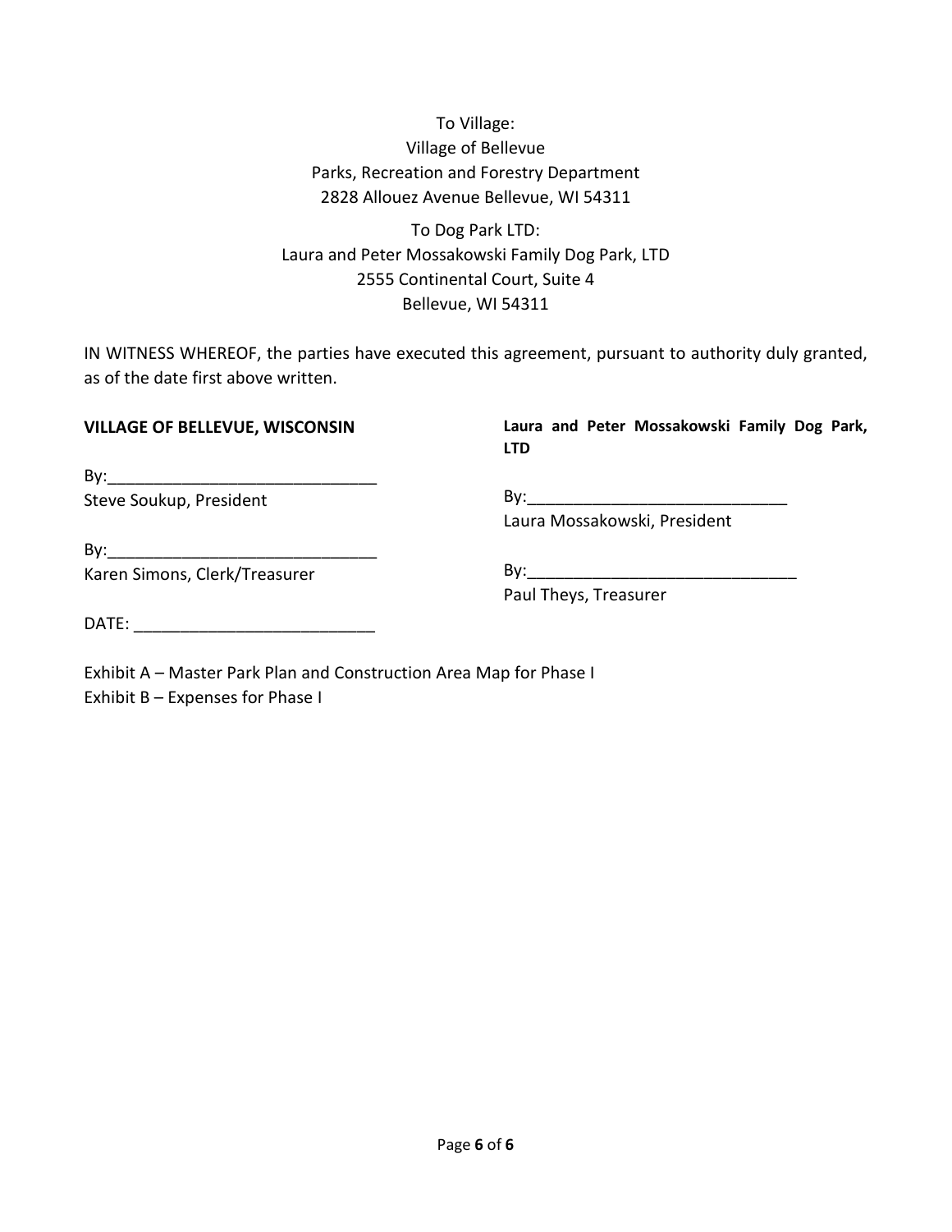To Village:
Village of Bellevue
Parks, Recreation and Forestry Department
2828 Allouez Avenue Bellevue, WI 54311

To Dog Park LTD:
Laura and Peter Mossakowski Family Dog Park, LTD
2555 Continental Court, Suite 4
Bellevue, WI 54311

IN WITNESS WHEREOF, the parties have executed this agreement, pursuant to authority duly granted, as of the date first above written.

**VILLAGE OF BELLEVUE, WISCONSIN**

By:_____________________________
Steve Soukup, President

By:_____________________________
Karen Simons, Clerk/Treasurer

DATE: __________________________

**Laura and Peter Mossakowski Family Dog Park, LTD**

By:____________________________
Laura Mossakowski, President

By:_____________________________
Paul Theys, Treasurer

Exhibit A – Master Park Plan and Construction Area Map for Phase I
Exhibit B – Expenses for Phase I